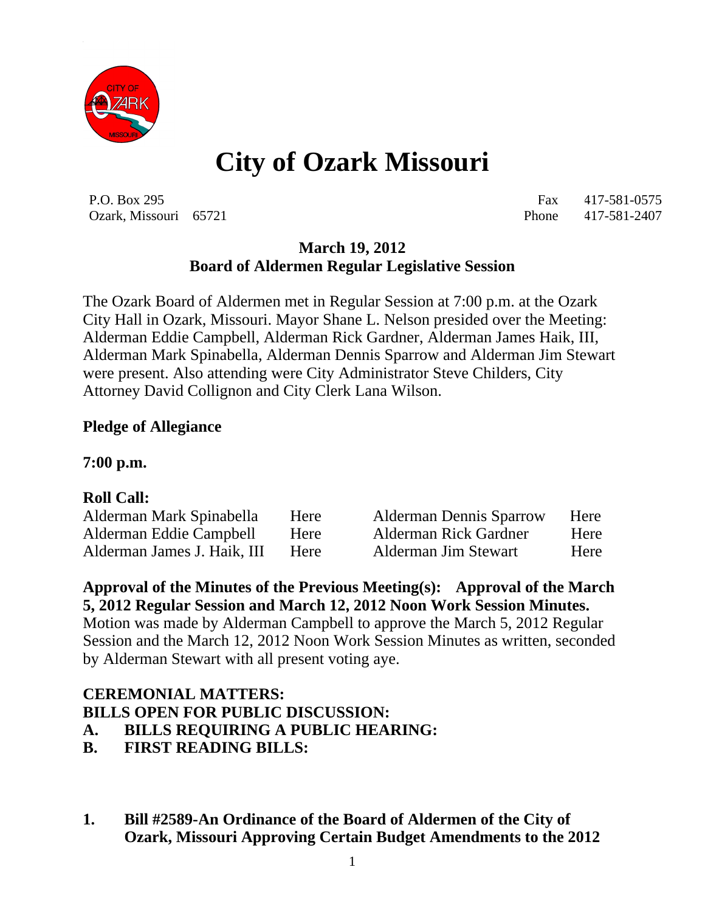# City of Ozark Missouri

P.O. Box 295
Ozark, Missouri 65721

Fax 417-581-0575
Phone 417-581-2407

**March 19, 2012**
**Board of Aldermen Regular Legislative Session**

The Ozark Board of Aldermen met in Regular Session at 7:00 p.m. at the Ozark City Hall in Ozark, Missouri. Mayor Shane L. Nelson presided over the Meeting: Alderman Eddie Campbell, Alderman Rick Gardner, Alderman James Haik, III, Alderman Mark Spinabella, Alderman Dennis Sparrow and Alderman Jim Stewart were present. Also attending were City Administrator Steve Childers, City Attorney David Collignon and City Clerk Lana Wilson.

**Pledge of Allegiance**

**7:00 p.m.**

**Roll Call:**

| | | | |
|---|---|---|---|
| Alderman Mark Spinabella | Here | Alderman Dennis Sparrow | Here |
| Alderman Eddie Campbell | Here | Alderman Rick Gardner | Here |
| Alderman James J. Haik, III | Here | Alderman Jim Stewart | Here |

**Approval of the Minutes of the Previous Meeting(s): Approval of the March 5, 2012 Regular Session and March 12, 2012 Noon Work Session Minutes.**
Motion was made by Alderman Campbell to approve the March 5, 2012 Regular Session and the March 12, 2012 Noon Work Session Minutes as written, seconded by Alderman Stewart with all present voting aye.

**CEREMONIAL MATTERS:**
**BILLS OPEN FOR PUBLIC DISCUSSION:**
**A. BILLS REQUIRING A PUBLIC HEARING:**
**B. FIRST READING BILLS:**

**1. Bill #2589-An Ordinance of the Board of Aldermen of the City of Ozark, Missouri Approving Certain Budget Amendments to the 2012**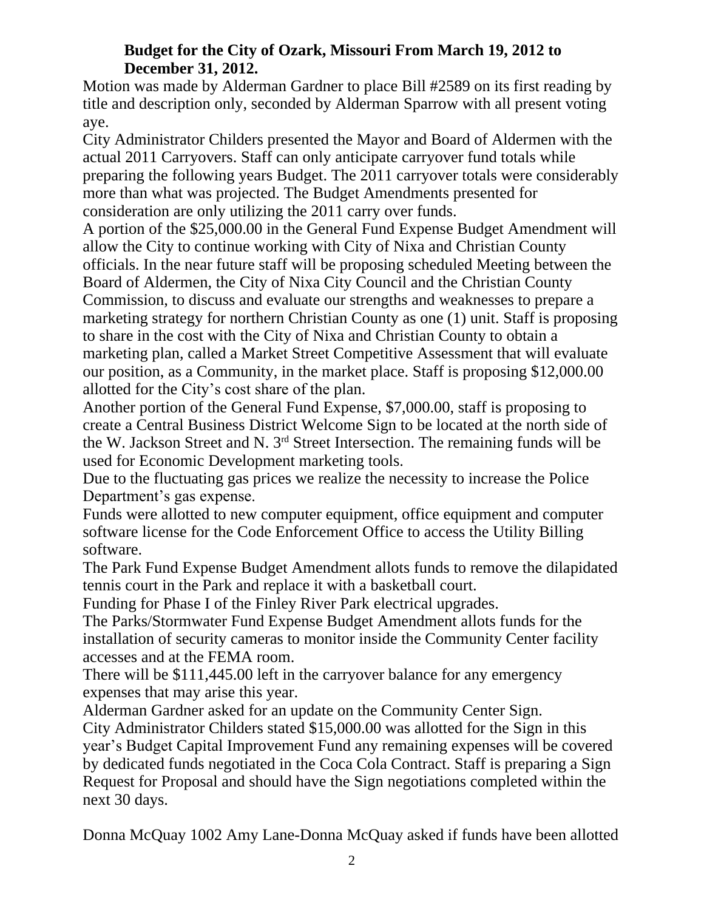**Budget for the City of Ozark, Missouri From March 19, 2012 to December 31, 2012.**

Motion was made by Alderman Gardner to place Bill #2589 on its first reading by title and description only, seconded by Alderman Sparrow with all present voting aye.

City Administrator Childers presented the Mayor and Board of Aldermen with the actual 2011 Carryovers. Staff can only anticipate carryover fund totals while preparing the following years Budget. The 2011 carryover totals were considerably more than what was projected. The Budget Amendments presented for consideration are only utilizing the 2011 carry over funds.

A portion of the $25,000.00 in the General Fund Expense Budget Amendment will allow the City to continue working with City of Nixa and Christian County officials. In the near future staff will be proposing scheduled Meeting between the Board of Aldermen, the City of Nixa City Council and the Christian County Commission, to discuss and evaluate our strengths and weaknesses to prepare a marketing strategy for northern Christian County as one (1) unit. Staff is proposing to share in the cost with the City of Nixa and Christian County to obtain a marketing plan, called a Market Street Competitive Assessment that will evaluate our position, as a Community, in the market place. Staff is proposing $12,000.00 allotted for the City's cost share of the plan.

Another portion of the General Fund Expense, $7,000.00, staff is proposing to create a Central Business District Welcome Sign to be located at the north side of the W. Jackson Street and N. 3rd Street Intersection. The remaining funds will be used for Economic Development marketing tools.

Due to the fluctuating gas prices we realize the necessity to increase the Police Department's gas expense.

Funds were allotted to new computer equipment, office equipment and computer software license for the Code Enforcement Office to access the Utility Billing software.

The Park Fund Expense Budget Amendment allots funds to remove the dilapidated tennis court in the Park and replace it with a basketball court.

Funding for Phase I of the Finley River Park electrical upgrades.

The Parks/Stormwater Fund Expense Budget Amendment allots funds for the installation of security cameras to monitor inside the Community Center facility accesses and at the FEMA room.

There will be $111,445.00 left in the carryover balance for any emergency expenses that may arise this year.

Alderman Gardner asked for an update on the Community Center Sign.

City Administrator Childers stated $15,000.00 was allotted for the Sign in this year's Budget Capital Improvement Fund any remaining expenses will be covered by dedicated funds negotiated in the Coca Cola Contract. Staff is preparing a Sign Request for Proposal and should have the Sign negotiations completed within the next 30 days.

Donna McQuay 1002 Amy Lane-Donna McQuay asked if funds have been allotted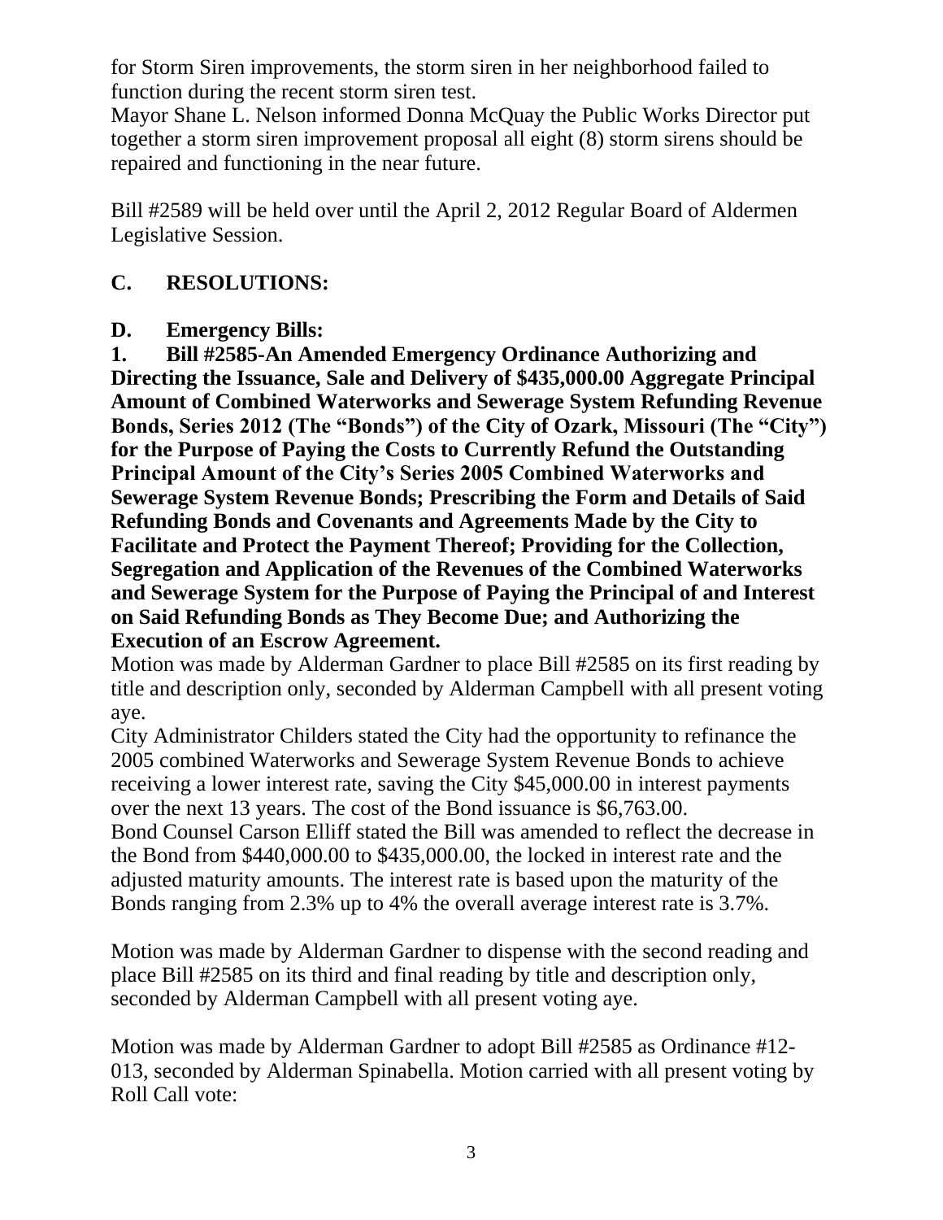for Storm Siren improvements, the storm siren in her neighborhood failed to function during the recent storm siren test.

Mayor Shane L. Nelson informed Donna McQuay the Public Works Director put together a storm siren improvement proposal all eight (8) storm sirens should be repaired and functioning in the near future.

Bill #2589 will be held over until the April 2, 2012 Regular Board of Aldermen Legislative Session.

## C. RESOLUTIONS:

## D. Emergency Bills:

**1. Bill #2585-An Amended Emergency Ordinance Authorizing and Directing the Issuance, Sale and Delivery of $435,000.00 Aggregate Principal Amount of Combined Waterworks and Sewerage System Refunding Revenue Bonds, Series 2012 (The "Bonds") of the City of Ozark, Missouri (The "City") for the Purpose of Paying the Costs to Currently Refund the Outstanding Principal Amount of the City's Series 2005 Combined Waterworks and Sewerage System Revenue Bonds; Prescribing the Form and Details of Said Refunding Bonds and Covenants and Agreements Made by the City to Facilitate and Protect the Payment Thereof; Providing for the Collection, Segregation and Application of the Revenues of the Combined Waterworks and Sewerage System for the Purpose of Paying the Principal of and Interest on Said Refunding Bonds as They Become Due; and Authorizing the Execution of an Escrow Agreement.**

Motion was made by Alderman Gardner to place Bill #2585 on its first reading by title and description only, seconded by Alderman Campbell with all present voting aye.

City Administrator Childers stated the City had the opportunity to refinance the 2005 combined Waterworks and Sewerage System Revenue Bonds to achieve receiving a lower interest rate, saving the City $45,000.00 in interest payments over the next 13 years. The cost of the Bond issuance is $6,763.00.

Bond Counsel Carson Elliff stated the Bill was amended to reflect the decrease in the Bond from $440,000.00 to $435,000.00, the locked in interest rate and the adjusted maturity amounts. The interest rate is based upon the maturity of the Bonds ranging from 2.3% up to 4% the overall average interest rate is 3.7%.

Motion was made by Alderman Gardner to dispense with the second reading and place Bill #2585 on its third and final reading by title and description only, seconded by Alderman Campbell with all present voting aye.

Motion was made by Alderman Gardner to adopt Bill #2585 as Ordinance #12-013, seconded by Alderman Spinabella. Motion carried with all present voting by Roll Call vote: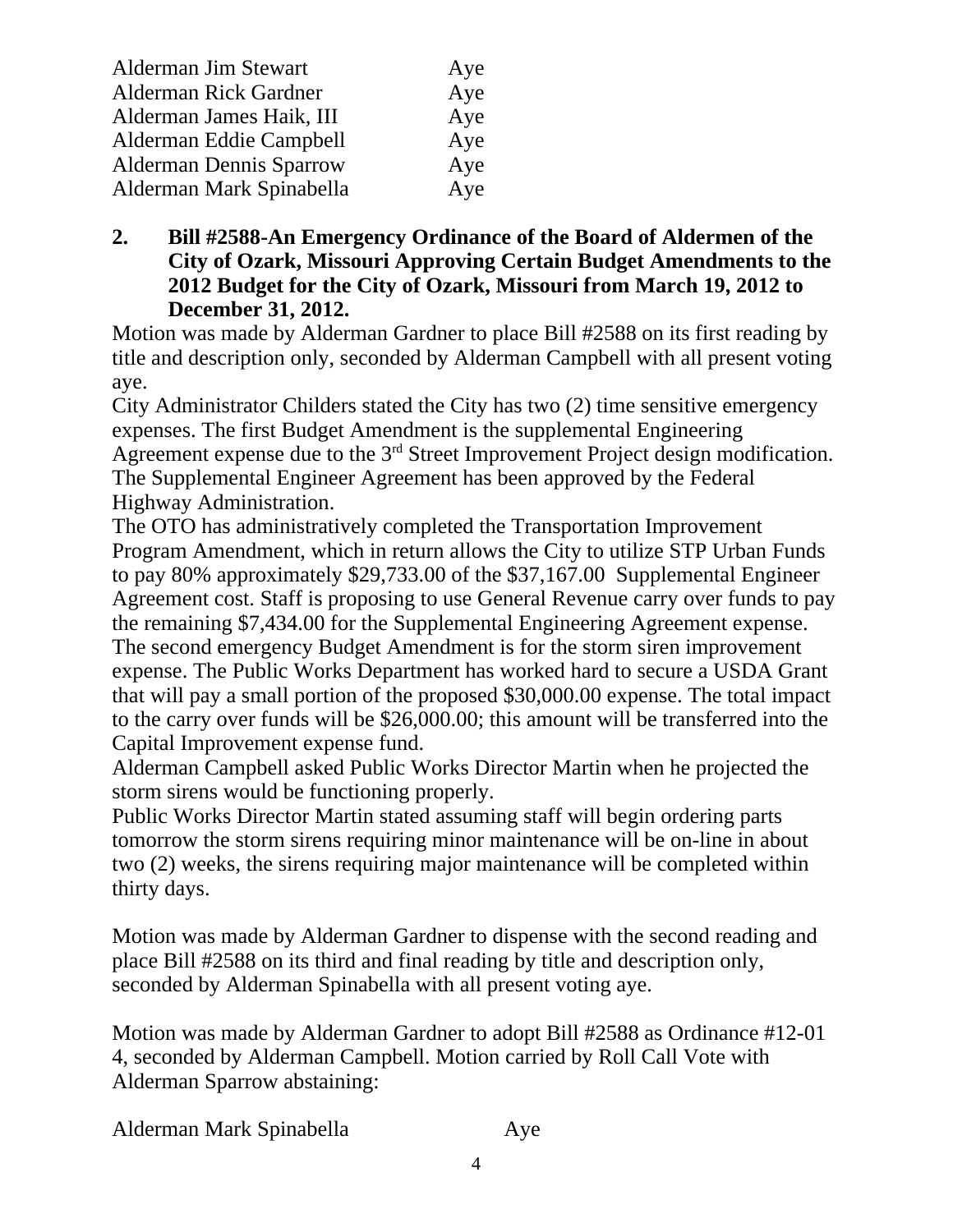| | |
|---|---|
| Alderman Jim Stewart | Aye |
| Alderman Rick Gardner | Aye |
| Alderman James Haik, III | Aye |
| Alderman Eddie Campbell | Aye |
| Alderman Dennis Sparrow | Aye |
| Alderman Mark Spinabella | Aye |

**2. Bill #2588-An Emergency Ordinance of the Board of Aldermen of the City of Ozark, Missouri Approving Certain Budget Amendments to the 2012 Budget for the City of Ozark, Missouri from March 19, 2012 to December 31, 2012.**

Motion was made by Alderman Gardner to place Bill #2588 on its first reading by title and description only, seconded by Alderman Campbell with all present voting aye.

City Administrator Childers stated the City has two (2) time sensitive emergency expenses. The first Budget Amendment is the supplemental Engineering Agreement expense due to the 3rd Street Improvement Project design modification. The Supplemental Engineer Agreement has been approved by the Federal Highway Administration.

The OTO has administratively completed the Transportation Improvement Program Amendment, which in return allows the City to utilize STP Urban Funds to pay 80% approximately $29,733.00 of the $37,167.00 Supplemental Engineer Agreement cost. Staff is proposing to use General Revenue carry over funds to pay the remaining $7,434.00 for the Supplemental Engineering Agreement expense.

The second emergency Budget Amendment is for the storm siren improvement expense. The Public Works Department has worked hard to secure a USDA Grant that will pay a small portion of the proposed $30,000.00 expense. The total impact to the carry over funds will be $26,000.00; this amount will be transferred into the Capital Improvement expense fund.

Alderman Campbell asked Public Works Director Martin when he projected the storm sirens would be functioning properly.

Public Works Director Martin stated assuming staff will begin ordering parts tomorrow the storm sirens requiring minor maintenance will be on-line in about two (2) weeks, the sirens requiring major maintenance will be completed within thirty days.

Motion was made by Alderman Gardner to dispense with the second reading and place Bill #2588 on its third and final reading by title and description only, seconded by Alderman Spinabella with all present voting aye.

Motion was made by Alderman Gardner to adopt Bill #2588 as Ordinance #12-01 4, seconded by Alderman Campbell. Motion carried by Roll Call Vote with Alderman Sparrow abstaining:

| | |
|---|---|
| Alderman Mark Spinabella | Aye |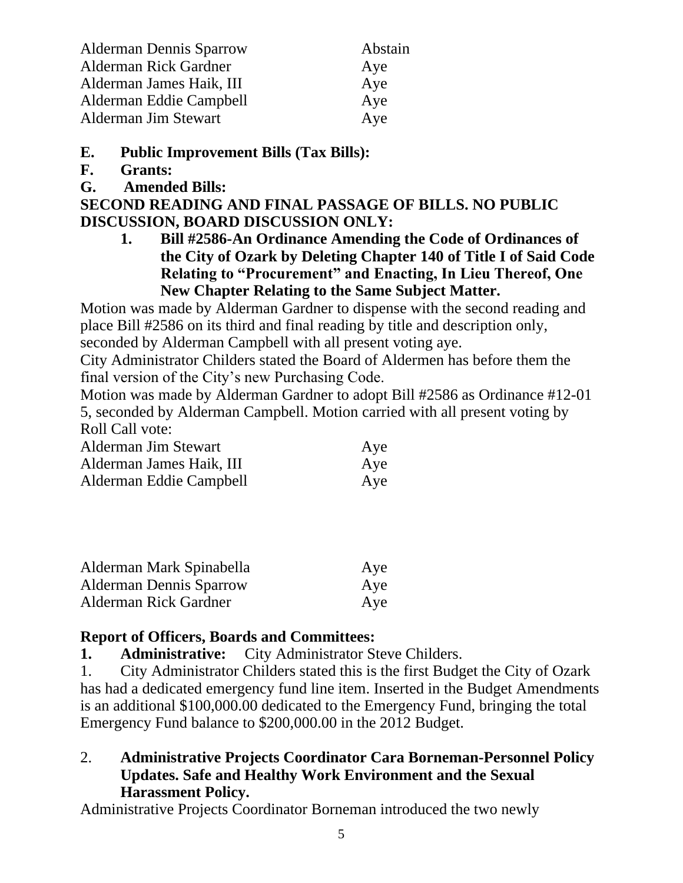| | |
|---|---|
| Alderman Dennis Sparrow | Abstain |
| Alderman Rick Gardner | Aye |
| Alderman James Haik, III | Aye |
| Alderman Eddie Campbell | Aye |
| Alderman Jim Stewart | Aye |

**E. Public Improvement Bills (Tax Bills):**

**F. Grants:**

**G. Amended Bills:**

**SECOND READING AND FINAL PASSAGE OF BILLS. NO PUBLIC DISCUSSION, BOARD DISCUSSION ONLY:**

1. **Bill #2586-An Ordinance Amending the Code of Ordinances of the City of Ozark by Deleting Chapter 140 of Title I of Said Code Relating to "Procurement" and Enacting, In Lieu Thereof, One New Chapter Relating to the Same Subject Matter.**

Motion was made by Alderman Gardner to dispense with the second reading and place Bill #2586 on its third and final reading by title and description only, seconded by Alderman Campbell with all present voting aye.

City Administrator Childers stated the Board of Aldermen has before them the final version of the City's new Purchasing Code.

Motion was made by Alderman Gardner to adopt Bill #2586 as Ordinance #12-01 5, seconded by Alderman Campbell. Motion carried with all present voting by Roll Call vote:

| | |
|---|---|
| Alderman Jim Stewart | Aye |
| Alderman James Haik, III | Aye |
| Alderman Eddie Campbell | Aye |
| Alderman Mark Spinabella | Aye |
| Alderman Dennis Sparrow | Aye |
| Alderman Rick Gardner | Aye |

**Report of Officers, Boards and Committees:**

1. **Administrative:** City Administrator Steve Childers.

1. City Administrator Childers stated this is the first Budget the City of Ozark has had a dedicated emergency fund line item. Inserted in the Budget Amendments is an additional $100,000.00 dedicated to the Emergency Fund, bringing the total Emergency Fund balance to $200,000.00 in the 2012 Budget.

2. **Administrative Projects Coordinator Cara Borneman-Personnel Policy Updates. Safe and Healthy Work Environment and the Sexual Harassment Policy.**

Administrative Projects Coordinator Borneman introduced the two newly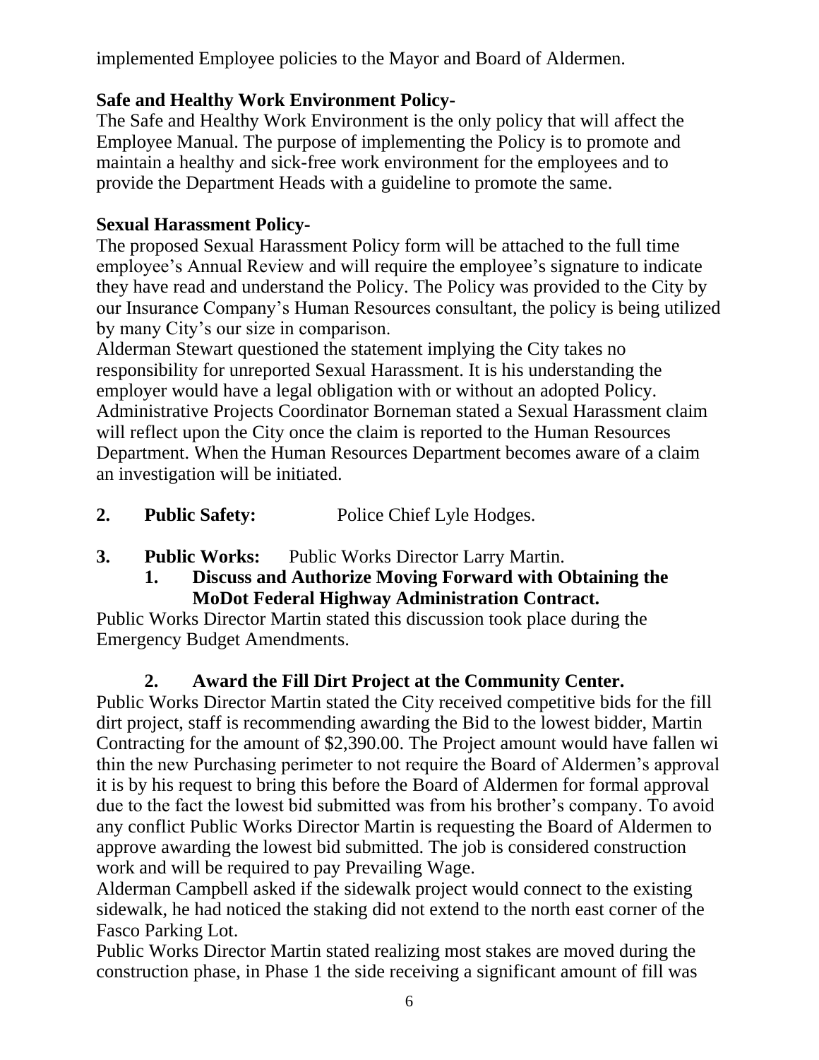implemented Employee policies to the Mayor and Board of Aldermen.

**Safe and Healthy Work Environment Policy-**
The Safe and Healthy Work Environment is the only policy that will affect the Employee Manual. The purpose of implementing the Policy is to promote and maintain a healthy and sick-free work environment for the employees and to provide the Department Heads with a guideline to promote the same.

**Sexual Harassment Policy-**
The proposed Sexual Harassment Policy form will be attached to the full time employee's Annual Review and will require the employee's signature to indicate they have read and understand the Policy. The Policy was provided to the City by our Insurance Company's Human Resources consultant, the policy is being utilized by many City's our size in comparison.
Alderman Stewart questioned the statement implying the City takes no responsibility for unreported Sexual Harassment. It is his understanding the employer would have a legal obligation with or without an adopted Policy. Administrative Projects Coordinator Borneman stated a Sexual Harassment claim will reflect upon the City once the claim is reported to the Human Resources Department. When the Human Resources Department becomes aware of a claim an investigation will be initiated.

**2. Public Safety:** Police Chief Lyle Hodges.

**3. Public Works:** Public Works Director Larry Martin.

**1. Discuss and Authorize Moving Forward with Obtaining the MoDot Federal Highway Administration Contract.**

Public Works Director Martin stated this discussion took place during the Emergency Budget Amendments.

**2. Award the Fill Dirt Project at the Community Center.**

Public Works Director Martin stated the City received competitive bids for the fill dirt project, staff is recommending awarding the Bid to the lowest bidder, Martin Contracting for the amount of $2,390.00. The Project amount would have fallen wi thin the new Purchasing perimeter to not require the Board of Aldermen's approval it is by his request to bring this before the Board of Aldermen for formal approval due to the fact the lowest bid submitted was from his brother's company. To avoid any conflict Public Works Director Martin is requesting the Board of Aldermen to approve awarding the lowest bid submitted. The job is considered construction work and will be required to pay Prevailing Wage.
Alderman Campbell asked if the sidewalk project would connect to the existing sidewalk, he had noticed the staking did not extend to the north east corner of the Fasco Parking Lot.
Public Works Director Martin stated realizing most stakes are moved during the construction phase, in Phase 1 the side receiving a significant amount of fill was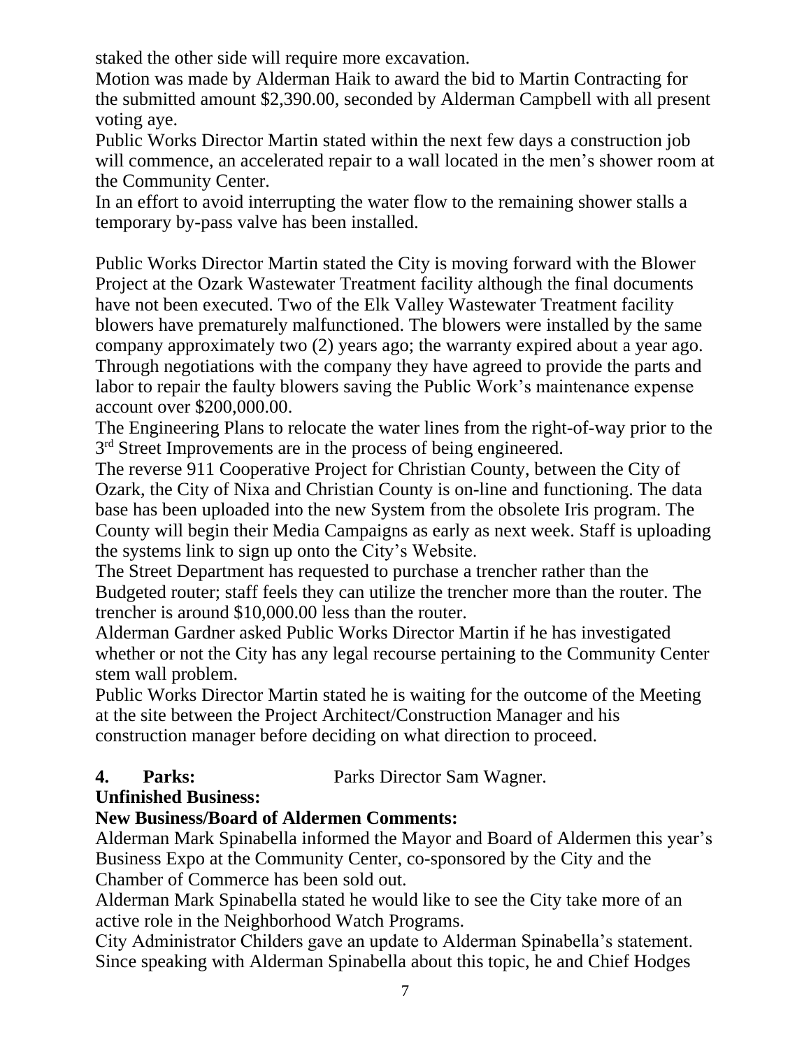staked the other side will require more excavation.

Motion was made by Alderman Haik to award the bid to Martin Contracting for the submitted amount $2,390.00, seconded by Alderman Campbell with all present voting aye.

Public Works Director Martin stated within the next few days a construction job will commence, an accelerated repair to a wall located in the men's shower room at the Community Center.

In an effort to avoid interrupting the water flow to the remaining shower stalls a temporary by-pass valve has been installed.

Public Works Director Martin stated the City is moving forward with the Blower Project at the Ozark Wastewater Treatment facility although the final documents have not been executed. Two of the Elk Valley Wastewater Treatment facility blowers have prematurely malfunctioned. The blowers were installed by the same company approximately two (2) years ago; the warranty expired about a year ago. Through negotiations with the company they have agreed to provide the parts and labor to repair the faulty blowers saving the Public Work's maintenance expense account over $200,000.00.

The Engineering Plans to relocate the water lines from the right-of-way prior to the 3rd Street Improvements are in the process of being engineered.

The reverse 911 Cooperative Project for Christian County, between the City of Ozark, the City of Nixa and Christian County is on-line and functioning. The data base has been uploaded into the new System from the obsolete Iris program. The County will begin their Media Campaigns as early as next week. Staff is uploading the systems link to sign up onto the City's Website.

The Street Department has requested to purchase a trencher rather than the Budgeted router; staff feels they can utilize the trencher more than the router. The trencher is around $10,000.00 less than the router.

Alderman Gardner asked Public Works Director Martin if he has investigated whether or not the City has any legal recourse pertaining to the Community Center stem wall problem.

Public Works Director Martin stated he is waiting for the outcome of the Meeting at the site between the Project Architect/Construction Manager and his construction manager before deciding on what direction to proceed.

**4. Parks:** Parks Director Sam Wagner.

**Unfinished Business:**

**New Business/Board of Aldermen Comments:**

Alderman Mark Spinabella informed the Mayor and Board of Aldermen this year's Business Expo at the Community Center, co-sponsored by the City and the Chamber of Commerce has been sold out.

Alderman Mark Spinabella stated he would like to see the City take more of an active role in the Neighborhood Watch Programs.

City Administrator Childers gave an update to Alderman Spinabella's statement. Since speaking with Alderman Spinabella about this topic, he and Chief Hodges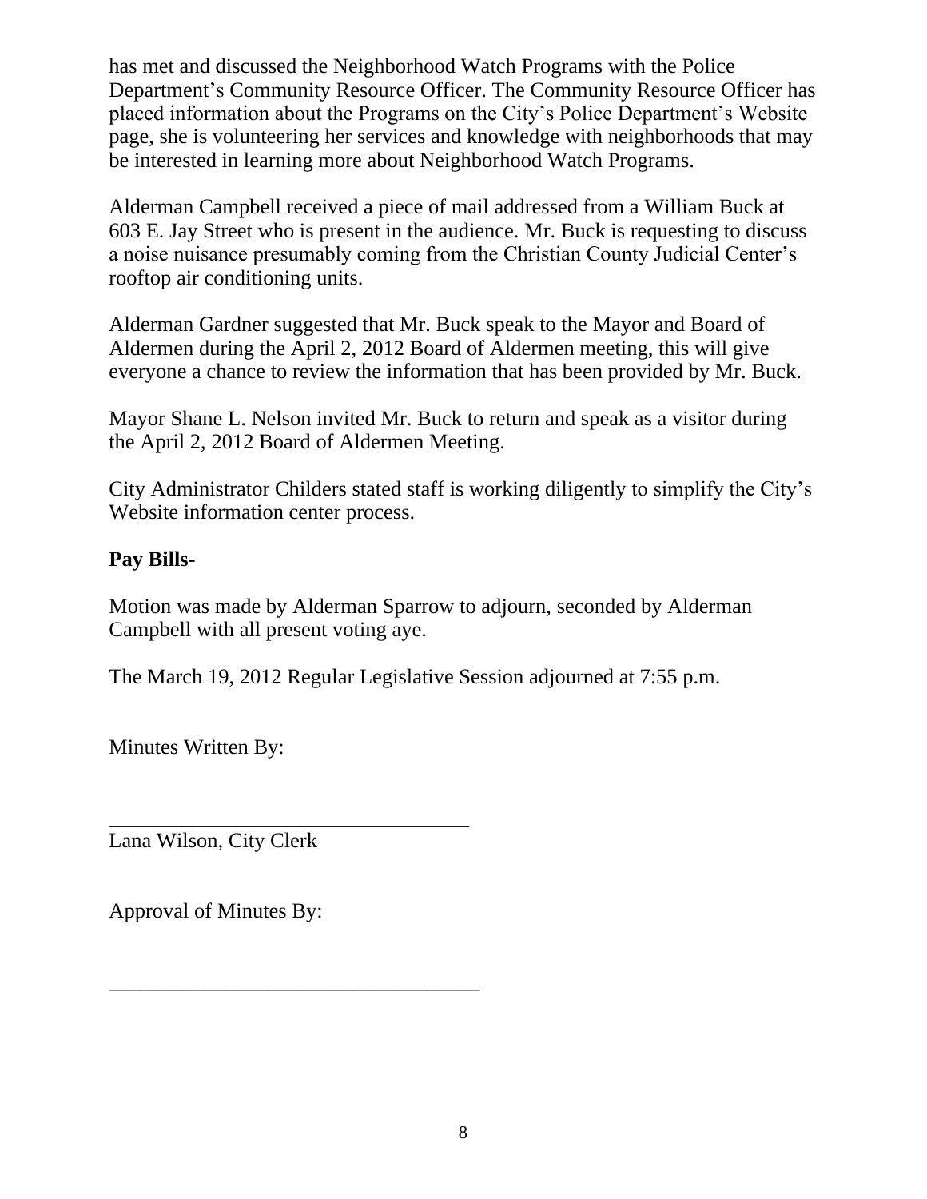has met and discussed the Neighborhood Watch Programs with the Police Department's Community Resource Officer. The Community Resource Officer has placed information about the Programs on the City's Police Department's Website page, she is volunteering her services and knowledge with neighborhoods that may be interested in learning more about Neighborhood Watch Programs.

Alderman Campbell received a piece of mail addressed from a William Buck at 603 E. Jay Street who is present in the audience. Mr. Buck is requesting to discuss a noise nuisance presumably coming from the Christian County Judicial Center's rooftop air conditioning units.

Alderman Gardner suggested that Mr. Buck speak to the Mayor and Board of Aldermen during the April 2, 2012 Board of Aldermen meeting, this will give everyone a chance to review the information that has been provided by Mr. Buck.

Mayor Shane L. Nelson invited Mr. Buck to return and speak as a visitor during the April 2, 2012 Board of Aldermen Meeting.

City Administrator Childers stated staff is working diligently to simplify the City's Website information center process.

**Pay Bills-**

Motion was made by Alderman Sparrow to adjourn, seconded by Alderman Campbell with all present voting aye.

The March 19, 2012 Regular Legislative Session adjourned at 7:55 p.m.

Minutes Written By:

___________________________________
Lana Wilson, City Clerk

Approval of Minutes By:

___________________________________